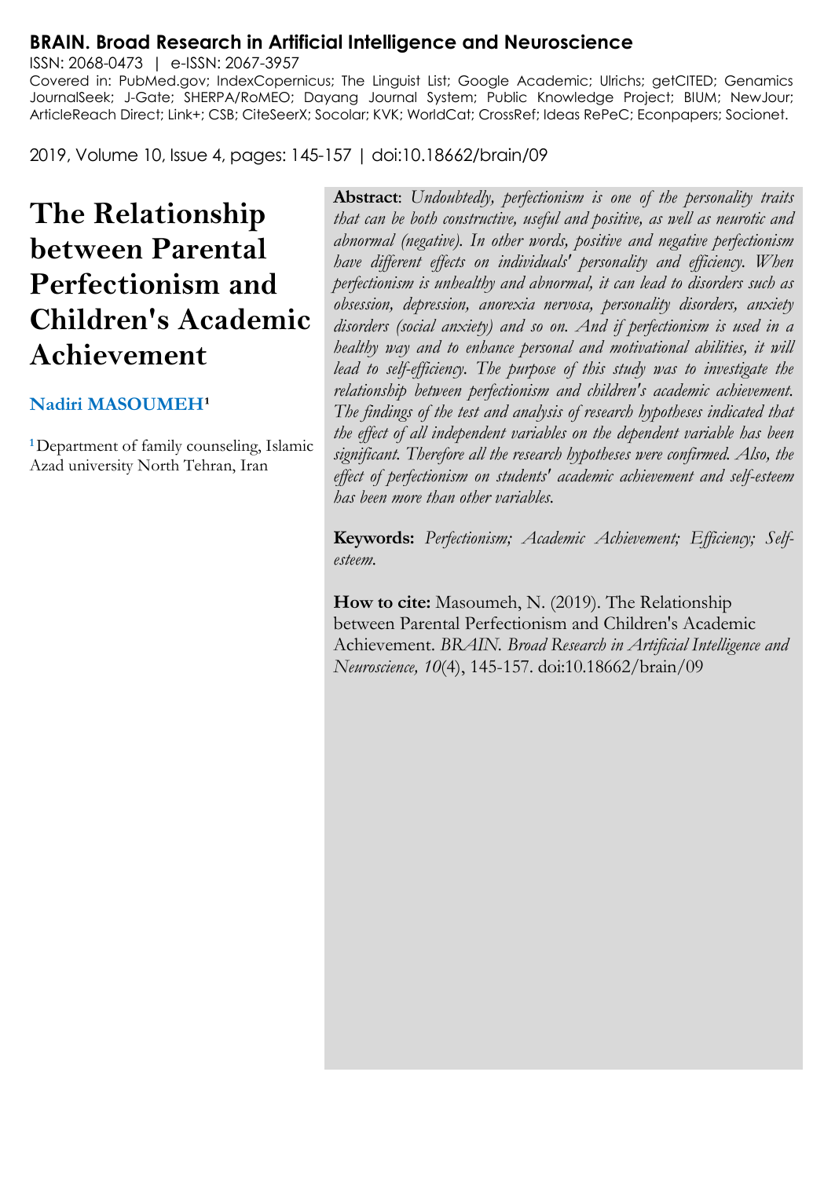**BRAIN. Broad Research in Artificial Intelligence and Neuroscience**

ISSN: 2068-0473 | e-ISSN: 2067-3957

Covered in: PubMed.gov; IndexCopernicus; The Linguist List; Google Academic; Ulrichs; getCITED; Genamics JournalSeek; J-Gate; SHERPA/RoMEO; Dayang Journal System; Public Knowledge Project; BIUM; NewJour; ArticleReach Direct; Link+; CSB; CiteSeerX; Socolar; KVK; WorldCat; CrossRef; Ideas RePeC; Econpapers; Socionet.

2019, Volume 10, Issue 4, pages: 145-157 | doi:10.18662/brain/09

# The Relationship between Parental Perfectionism and Children's Academic Achievement

**Nadiri MASOUMEH**[1]

[1] Department of family counseling, Islamic Azad university North Tehran, Iran

**Abstract**: *Undoubtedly, perfectionism is one of the personality traits that can be both constructive, useful and positive, as well as neurotic and abnormal (negative). In other words, positive and negative perfectionism have different effects on individuals' personality and efficiency. When perfectionism is unhealthy and abnormal, it can lead to disorders such as obsession, depression, anorexia nervosa, personality disorders, anxiety disorders (social anxiety) and so on. And if perfectionism is used in a healthy way and to enhance personal and motivational abilities, it will lead to self-efficiency. The purpose of this study was to investigate the relationship between perfectionism and children's academic achievement. The findings of the test and analysis of research hypotheses indicated that the effect of all independent variables on the dependent variable has been significant. Therefore all the research hypotheses were confirmed. Also, the effect of perfectionism on students' academic achievement and self-esteem has been more than other variables.*

**Keywords:** *Perfectionism; Academic Achievement; Efficiency; Self-esteem.*

**How to cite:** Masoumeh, N. (2019). The Relationship between Parental Perfectionism and Children's Academic Achievement. *BRAIN. Broad Research in Artificial Intelligence and Neuroscience, 10*(4), 145-157. doi:10.18662/brain/09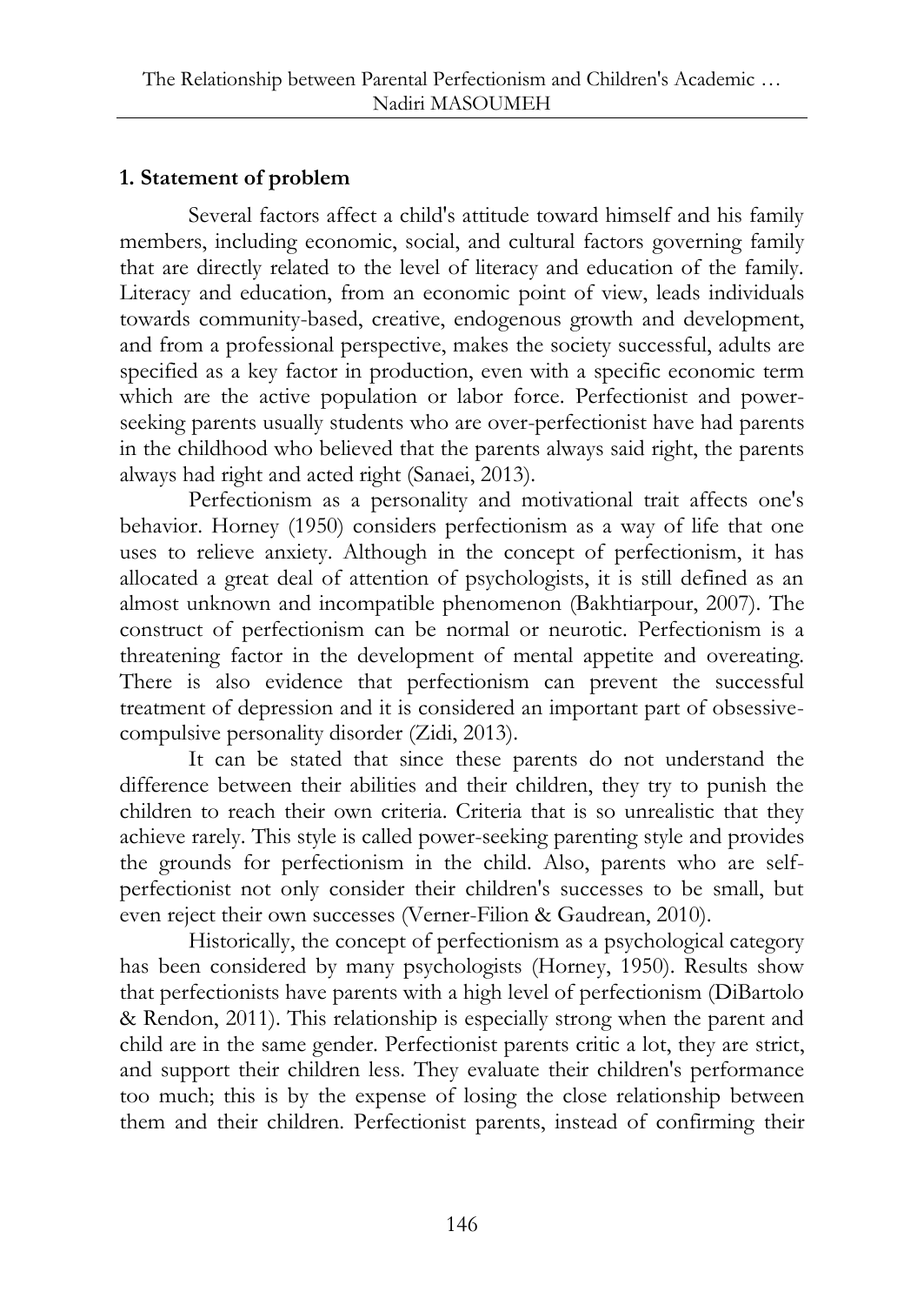## 1. Statement of problem

Several factors affect a child's attitude toward himself and his family members, including economic, social, and cultural factors governing family that are directly related to the level of literacy and education of the family. Literacy and education, from an economic point of view, leads individuals towards community-based, creative, endogenous growth and development, and from a professional perspective, makes the society successful, adults are specified as a key factor in production, even with a specific economic term which are the active population or labor force. Perfectionist and power-seeking parents usually students who are over-perfectionist have had parents in the childhood who believed that the parents always said right, the parents always had right and acted right (Sanaei, 2013).

Perfectionism as a personality and motivational trait affects one's behavior. Horney (1950) considers perfectionism as a way of life that one uses to relieve anxiety. Although in the concept of perfectionism, it has allocated a great deal of attention of psychologists, it is still defined as an almost unknown and incompatible phenomenon (Bakhtiarpour, 2007). The construct of perfectionism can be normal or neurotic. Perfectionism is a threatening factor in the development of mental appetite and overeating. There is also evidence that perfectionism can prevent the successful treatment of depression and it is considered an important part of obsessive-compulsive personality disorder (Zidi, 2013).

It can be stated that since these parents do not understand the difference between their abilities and their children, they try to punish the children to reach their own criteria. Criteria that is so unrealistic that they achieve rarely. This style is called power-seeking parenting style and provides the grounds for perfectionism in the child. Also, parents who are self-perfectionist not only consider their children's successes to be small, but even reject their own successes (Verner-Filion & Gaudrean, 2010).

Historically, the concept of perfectionism as a psychological category has been considered by many psychologists (Horney, 1950). Results show that perfectionists have parents with a high level of perfectionism (DiBartolo & Rendon, 2011). This relationship is especially strong when the parent and child are in the same gender. Perfectionist parents critic a lot, they are strict, and support their children less. They evaluate their children's performance too much; this is by the expense of losing the close relationship between them and their children. Perfectionist parents, instead of confirming their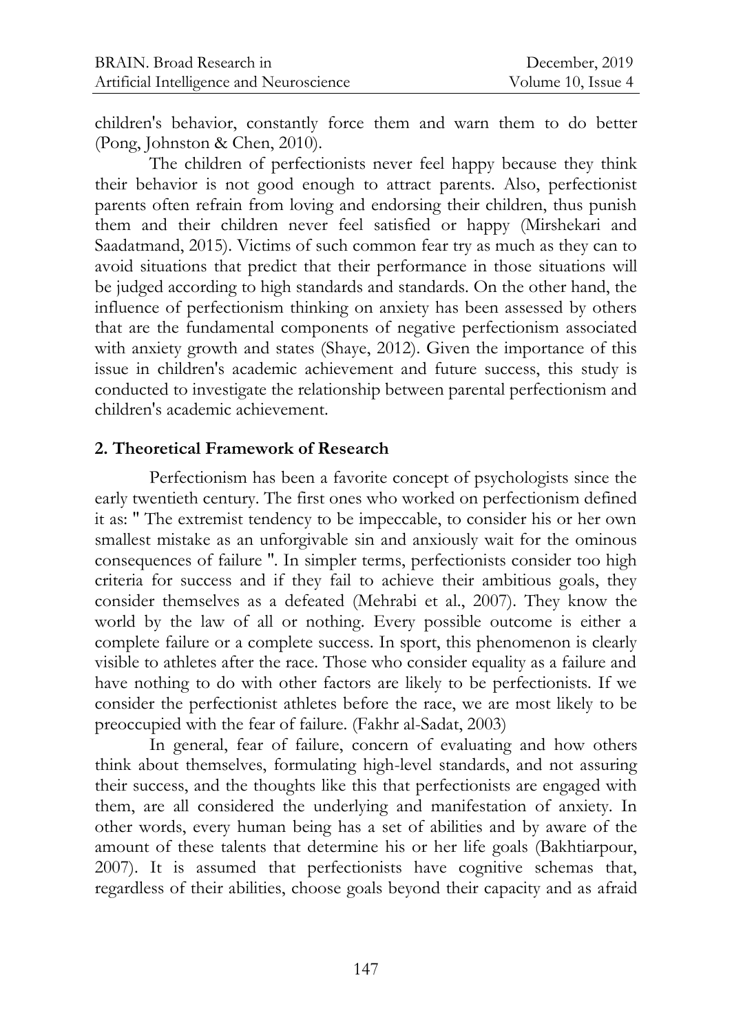children's behavior, constantly force them and warn them to do better (Pong, Johnston & Chen, 2010).

The children of perfectionists never feel happy because they think their behavior is not good enough to attract parents. Also, perfectionist parents often refrain from loving and endorsing their children, thus punish them and their children never feel satisfied or happy (Mirshekari and Saadatmand, 2015). Victims of such common fear try as much as they can to avoid situations that predict that their performance in those situations will be judged according to high standards and standards. On the other hand, the influence of perfectionism thinking on anxiety has been assessed by others that are the fundamental components of negative perfectionism associated with anxiety growth and states (Shaye, 2012). Given the importance of this issue in children's academic achievement and future success, this study is conducted to investigate the relationship between parental perfectionism and children's academic achievement.

## 2. Theoretical Framework of Research

Perfectionism has been a favorite concept of psychologists since the early twentieth century. The first ones who worked on perfectionism defined it as: " The extremist tendency to be impeccable, to consider his or her own smallest mistake as an unforgivable sin and anxiously wait for the ominous consequences of failure ". In simpler terms, perfectionists consider too high criteria for success and if they fail to achieve their ambitious goals, they consider themselves as a defeated (Mehrabi et al., 2007). They know the world by the law of all or nothing. Every possible outcome is either a complete failure or a complete success. In sport, this phenomenon is clearly visible to athletes after the race. Those who consider equality as a failure and have nothing to do with other factors are likely to be perfectionists. If we consider the perfectionist athletes before the race, we are most likely to be preoccupied with the fear of failure. (Fakhr al-Sadat, 2003)

In general, fear of failure, concern of evaluating and how others think about themselves, formulating high-level standards, and not assuring their success, and the thoughts like this that perfectionists are engaged with them, are all considered the underlying and manifestation of anxiety. In other words, every human being has a set of abilities and by aware of the amount of these talents that determine his or her life goals (Bakhtiarpour, 2007). It is assumed that perfectionists have cognitive schemas that, regardless of their abilities, choose goals beyond their capacity and as afraid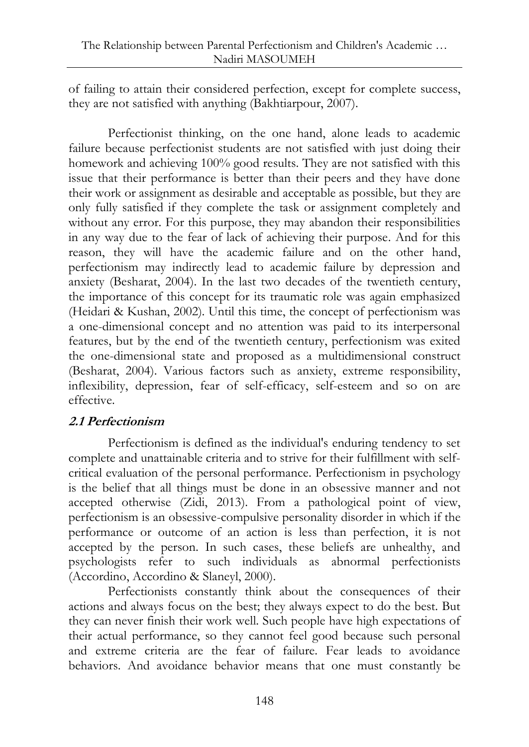of failing to attain their considered perfection, except for complete success, they are not satisfied with anything (Bakhtiarpour, 2007).

Perfectionist thinking, on the one hand, alone leads to academic failure because perfectionist students are not satisfied with just doing their homework and achieving 100% good results. They are not satisfied with this issue that their performance is better than their peers and they have done their work or assignment as desirable and acceptable as possible, but they are only fully satisfied if they complete the task or assignment completely and without any error. For this purpose, they may abandon their responsibilities in any way due to the fear of lack of achieving their purpose. And for this reason, they will have the academic failure and on the other hand, perfectionism may indirectly lead to academic failure by depression and anxiety (Besharat, 2004). In the last two decades of the twentieth century, the importance of this concept for its traumatic role was again emphasized (Heidari & Kushan, 2002). Until this time, the concept of perfectionism was a one-dimensional concept and no attention was paid to its interpersonal features, but by the end of the twentieth century, perfectionism was exited the one-dimensional state and proposed as a multidimensional construct (Besharat, 2004). Various factors such as anxiety, extreme responsibility, inflexibility, depression, fear of self-efficacy, self-esteem and so on are effective.

## 2.1 Perfectionism

Perfectionism is defined as the individual's enduring tendency to set complete and unattainable criteria and to strive for their fulfillment with self-critical evaluation of the personal performance. Perfectionism in psychology is the belief that all things must be done in an obsessive manner and not accepted otherwise (Zidi, 2013). From a pathological point of view, perfectionism is an obsessive-compulsive personality disorder in which if the performance or outcome of an action is less than perfection, it is not accepted by the person. In such cases, these beliefs are unhealthy, and psychologists refer to such individuals as abnormal perfectionists (Accordino, Accordino & Slaneyl, 2000).

Perfectionists constantly think about the consequences of their actions and always focus on the best; they always expect to do the best. But they can never finish their work well. Such people have high expectations of their actual performance, so they cannot feel good because such personal and extreme criteria are the fear of failure. Fear leads to avoidance behaviors. And avoidance behavior means that one must constantly be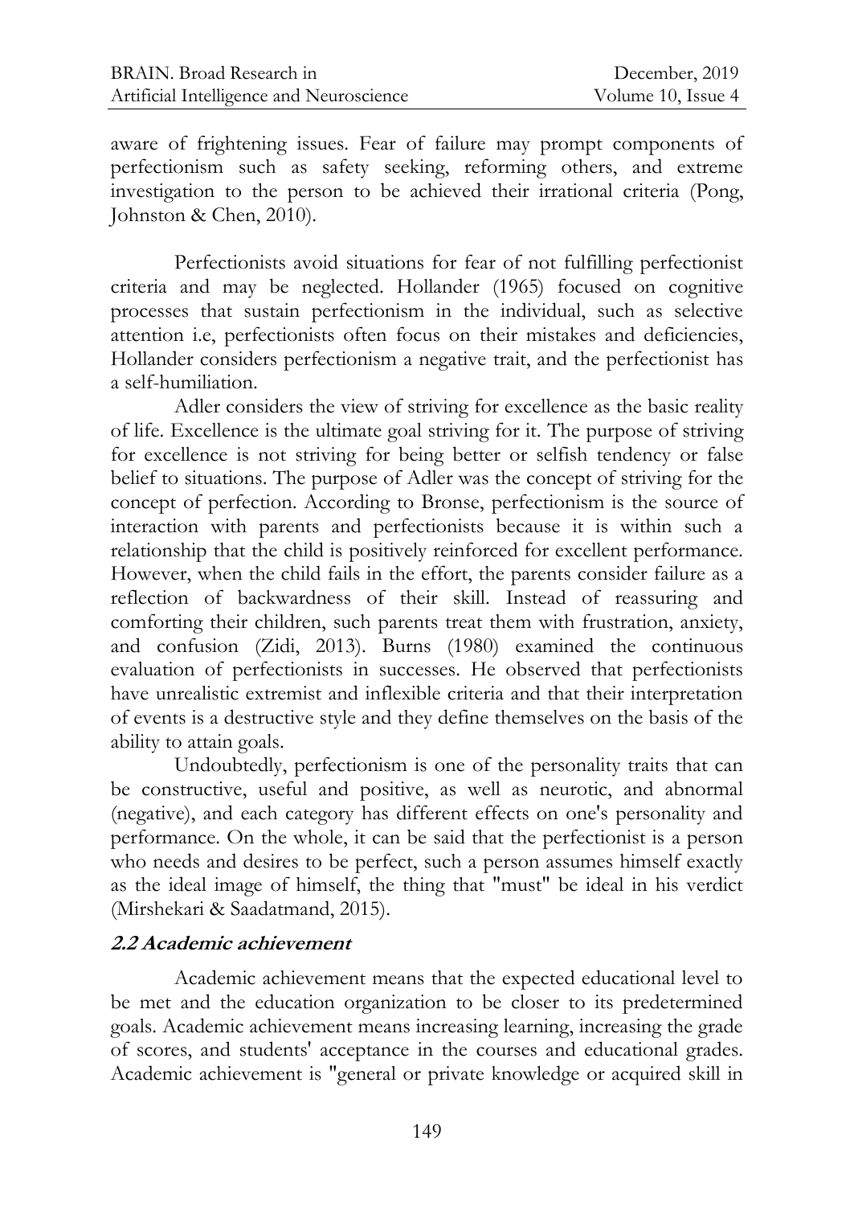aware of frightening issues. Fear of failure may prompt components of perfectionism such as safety seeking, reforming others, and extreme investigation to the person to be achieved their irrational criteria (Pong, Johnston & Chen, 2010).

Perfectionists avoid situations for fear of not fulfilling perfectionist criteria and may be neglected. Hollander (1965) focused on cognitive processes that sustain perfectionism in the individual, such as selective attention i.e, perfectionists often focus on their mistakes and deficiencies, Hollander considers perfectionism a negative trait, and the perfectionist has a self-humiliation.

Adler considers the view of striving for excellence as the basic reality of life. Excellence is the ultimate goal striving for it. The purpose of striving for excellence is not striving for being better or selfish tendency or false belief to situations. The purpose of Adler was the concept of striving for the concept of perfection. According to Bronse, perfectionism is the source of interaction with parents and perfectionists because it is within such a relationship that the child is positively reinforced for excellent performance. However, when the child fails in the effort, the parents consider failure as a reflection of backwardness of their skill. Instead of reassuring and comforting their children, such parents treat them with frustration, anxiety, and confusion (Zidi, 2013). Burns (1980) examined the continuous evaluation of perfectionists in successes. He observed that perfectionists have unrealistic extremist and inflexible criteria and that their interpretation of events is a destructive style and they define themselves on the basis of the ability to attain goals.

Undoubtedly, perfectionism is one of the personality traits that can be constructive, useful and positive, as well as neurotic, and abnormal (negative), and each category has different effects on one's personality and performance. On the whole, it can be said that the perfectionist is a person who needs and desires to be perfect, such a person assumes himself exactly as the ideal image of himself, the thing that "must" be ideal in his verdict (Mirshekari & Saadatmand, 2015).

### 2.2 Academic achievement

Academic achievement means that the expected educational level to be met and the education organization to be closer to its predetermined goals. Academic achievement means increasing learning, increasing the grade of scores, and students' acceptance in the courses and educational grades. Academic achievement is "general or private knowledge or acquired skill in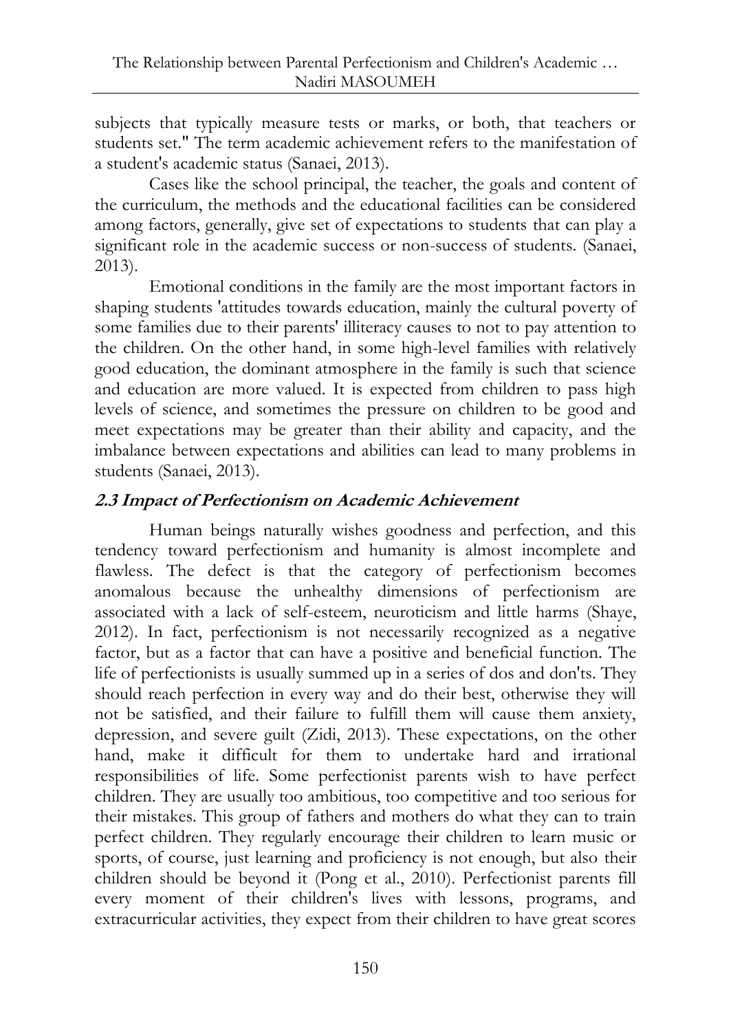subjects that typically measure tests or marks, or both, that teachers or students set." The term academic achievement refers to the manifestation of a student's academic status (Sanaei, 2013).

Cases like the school principal, the teacher, the goals and content of the curriculum, the methods and the educational facilities can be considered among factors, generally, give set of expectations to students that can play a significant role in the academic success or non-success of students. (Sanaei, 2013).

Emotional conditions in the family are the most important factors in shaping students 'attitudes towards education, mainly the cultural poverty of some families due to their parents' illiteracy causes to not to pay attention to the children. On the other hand, in some high-level families with relatively good education, the dominant atmosphere in the family is such that science and education are more valued. It is expected from children to pass high levels of science, and sometimes the pressure on children to be good and meet expectations may be greater than their ability and capacity, and the imbalance between expectations and abilities can lead to many problems in students (Sanaei, 2013).

### *2.3 Impact of Perfectionism on Academic Achievement*

Human beings naturally wishes goodness and perfection, and this tendency toward perfectionism and humanity is almost incomplete and flawless. The defect is that the category of perfectionism becomes anomalous because the unhealthy dimensions of perfectionism are associated with a lack of self-esteem, neuroticism and little harms (Shaye, 2012). In fact, perfectionism is not necessarily recognized as a negative factor, but as a factor that can have a positive and beneficial function. The life of perfectionists is usually summed up in a series of dos and don'ts. They should reach perfection in every way and do their best, otherwise they will not be satisfied, and their failure to fulfill them will cause them anxiety, depression, and severe guilt (Zidi, 2013). These expectations, on the other hand, make it difficult for them to undertake hard and irrational responsibilities of life. Some perfectionist parents wish to have perfect children. They are usually too ambitious, too competitive and too serious for their mistakes. This group of fathers and mothers do what they can to train perfect children. They regularly encourage their children to learn music or sports, of course, just learning and proficiency is not enough, but also their children should be beyond it (Pong et al., 2010). Perfectionist parents fill every moment of their children's lives with lessons, programs, and extracurricular activities, they expect from their children to have great scores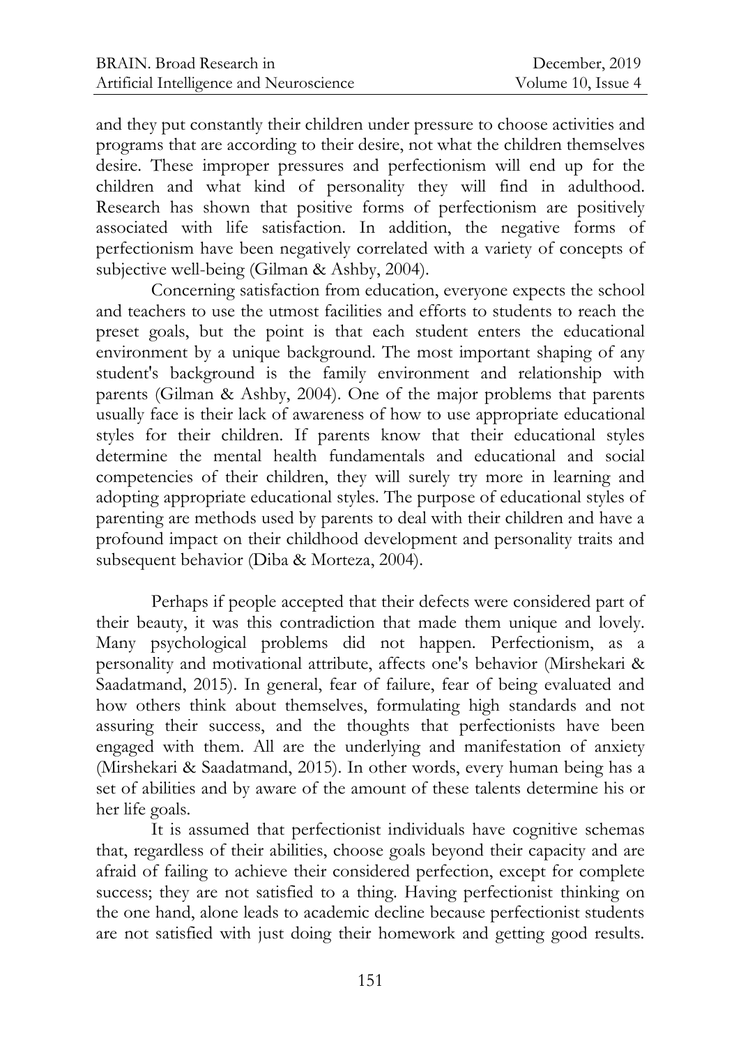and they put constantly their children under pressure to choose activities and programs that are according to their desire, not what the children themselves desire. These improper pressures and perfectionism will end up for the children and what kind of personality they will find in adulthood. Research has shown that positive forms of perfectionism are positively associated with life satisfaction. In addition, the negative forms of perfectionism have been negatively correlated with a variety of concepts of subjective well-being (Gilman & Ashby, 2004).

Concerning satisfaction from education, everyone expects the school and teachers to use the utmost facilities and efforts to students to reach the preset goals, but the point is that each student enters the educational environment by a unique background. The most important shaping of any student's background is the family environment and relationship with parents (Gilman & Ashby, 2004). One of the major problems that parents usually face is their lack of awareness of how to use appropriate educational styles for their children. If parents know that their educational styles determine the mental health fundamentals and educational and social competencies of their children, they will surely try more in learning and adopting appropriate educational styles. The purpose of educational styles of parenting are methods used by parents to deal with their children and have a profound impact on their childhood development and personality traits and subsequent behavior (Diba & Morteza, 2004).

Perhaps if people accepted that their defects were considered part of their beauty, it was this contradiction that made them unique and lovely. Many psychological problems did not happen. Perfectionism, as a personality and motivational attribute, affects one's behavior (Mirshekari & Saadatmand, 2015). In general, fear of failure, fear of being evaluated and how others think about themselves, formulating high standards and not assuring their success, and the thoughts that perfectionists have been engaged with them. All are the underlying and manifestation of anxiety (Mirshekari & Saadatmand, 2015). In other words, every human being has a set of abilities and by aware of the amount of these talents determine his or her life goals.

It is assumed that perfectionist individuals have cognitive schemas that, regardless of their abilities, choose goals beyond their capacity and are afraid of failing to achieve their considered perfection, except for complete success; they are not satisfied to a thing. Having perfectionist thinking on the one hand, alone leads to academic decline because perfectionist students are not satisfied with just doing their homework and getting good results.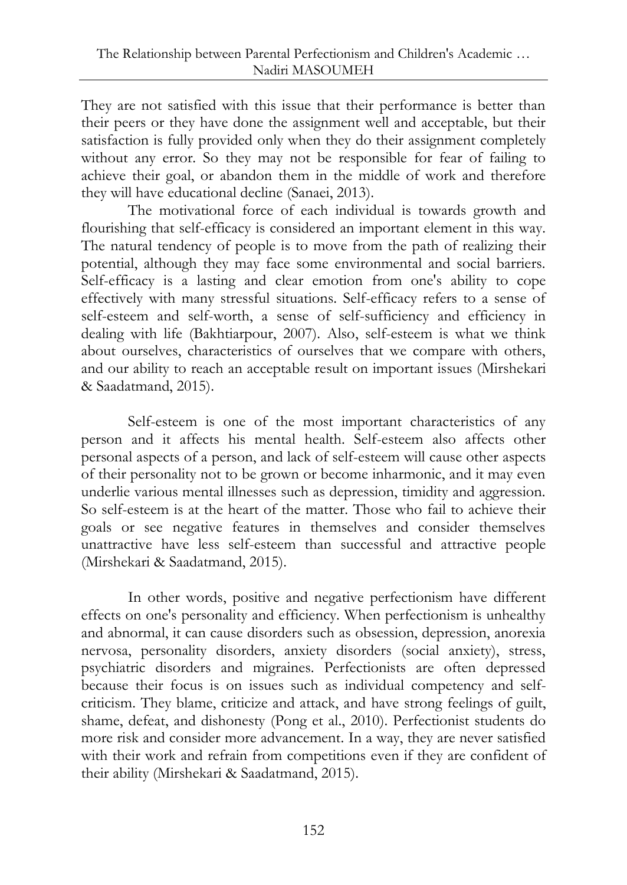They are not satisfied with this issue that their performance is better than their peers or they have done the assignment well and acceptable, but their satisfaction is fully provided only when they do their assignment completely without any error. So they may not be responsible for fear of failing to achieve their goal, or abandon them in the middle of work and therefore they will have educational decline (Sanaei, 2013).

The motivational force of each individual is towards growth and flourishing that self-efficacy is considered an important element in this way. The natural tendency of people is to move from the path of realizing their potential, although they may face some environmental and social barriers. Self-efficacy is a lasting and clear emotion from one's ability to cope effectively with many stressful situations. Self-efficacy refers to a sense of self-esteem and self-worth, a sense of self-sufficiency and efficiency in dealing with life (Bakhtiarpour, 2007). Also, self-esteem is what we think about ourselves, characteristics of ourselves that we compare with others, and our ability to reach an acceptable result on important issues (Mirshekari & Saadatmand, 2015).

Self-esteem is one of the most important characteristics of any person and it affects his mental health. Self-esteem also affects other personal aspects of a person, and lack of self-esteem will cause other aspects of their personality not to be grown or become inharmonic, and it may even underlie various mental illnesses such as depression, timidity and aggression. So self-esteem is at the heart of the matter. Those who fail to achieve their goals or see negative features in themselves and consider themselves unattractive have less self-esteem than successful and attractive people (Mirshekari & Saadatmand, 2015).

In other words, positive and negative perfectionism have different effects on one's personality and efficiency. When perfectionism is unhealthy and abnormal, it can cause disorders such as obsession, depression, anorexia nervosa, personality disorders, anxiety disorders (social anxiety), stress, psychiatric disorders and migraines. Perfectionists are often depressed because their focus is on issues such as individual competency and self-criticism. They blame, criticize and attack, and have strong feelings of guilt, shame, defeat, and dishonesty (Pong et al., 2010). Perfectionist students do more risk and consider more advancement. In a way, they are never satisfied with their work and refrain from competitions even if they are confident of their ability (Mirshekari & Saadatmand, 2015).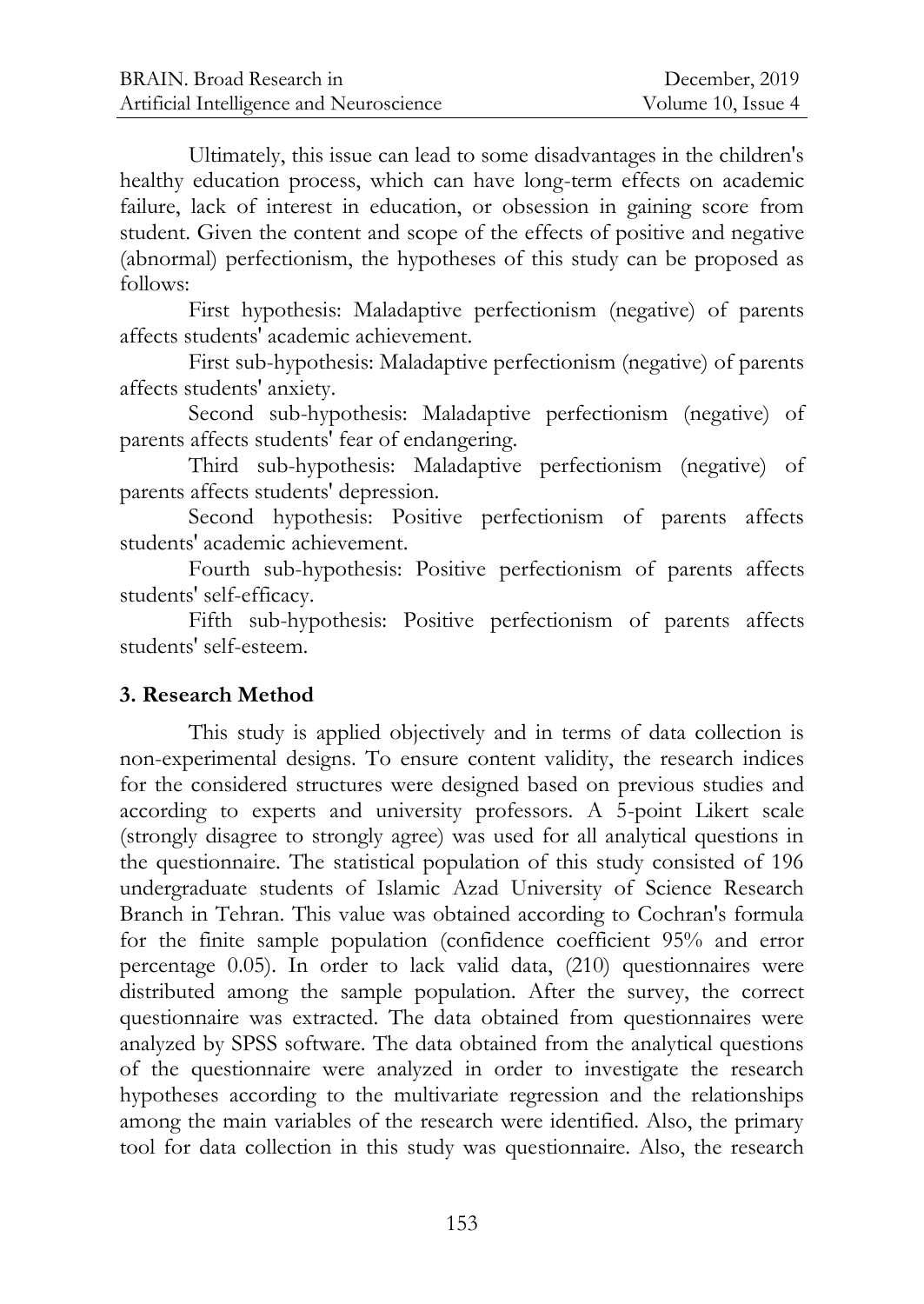Ultimately, this issue can lead to some disadvantages in the children's healthy education process, which can have long-term effects on academic failure, lack of interest in education, or obsession in gaining score from student. Given the content and scope of the effects of positive and negative (abnormal) perfectionism, the hypotheses of this study can be proposed as follows:

First hypothesis: Maladaptive perfectionism (negative) of parents affects students' academic achievement.

First sub-hypothesis: Maladaptive perfectionism (negative) of parents affects students' anxiety.

Second sub-hypothesis: Maladaptive perfectionism (negative) of parents affects students' fear of endangering.

Third sub-hypothesis: Maladaptive perfectionism (negative) of parents affects students' depression.

Second hypothesis: Positive perfectionism of parents affects students' academic achievement.

Fourth sub-hypothesis: Positive perfectionism of parents affects students' self-efficacy.

Fifth sub-hypothesis: Positive perfectionism of parents affects students' self-esteem.

## 3. Research Method

This study is applied objectively and in terms of data collection is non-experimental designs. To ensure content validity, the research indices for the considered structures were designed based on previous studies and according to experts and university professors. A 5-point Likert scale (strongly disagree to strongly agree) was used for all analytical questions in the questionnaire. The statistical population of this study consisted of 196 undergraduate students of Islamic Azad University of Science Research Branch in Tehran. This value was obtained according to Cochran's formula for the finite sample population (confidence coefficient 95% and error percentage 0.05). In order to lack valid data, (210) questionnaires were distributed among the sample population. After the survey, the correct questionnaire was extracted. The data obtained from questionnaires were analyzed by SPSS software. The data obtained from the analytical questions of the questionnaire were analyzed in order to investigate the research hypotheses according to the multivariate regression and the relationships among the main variables of the research were identified. Also, the primary tool for data collection in this study was questionnaire. Also, the research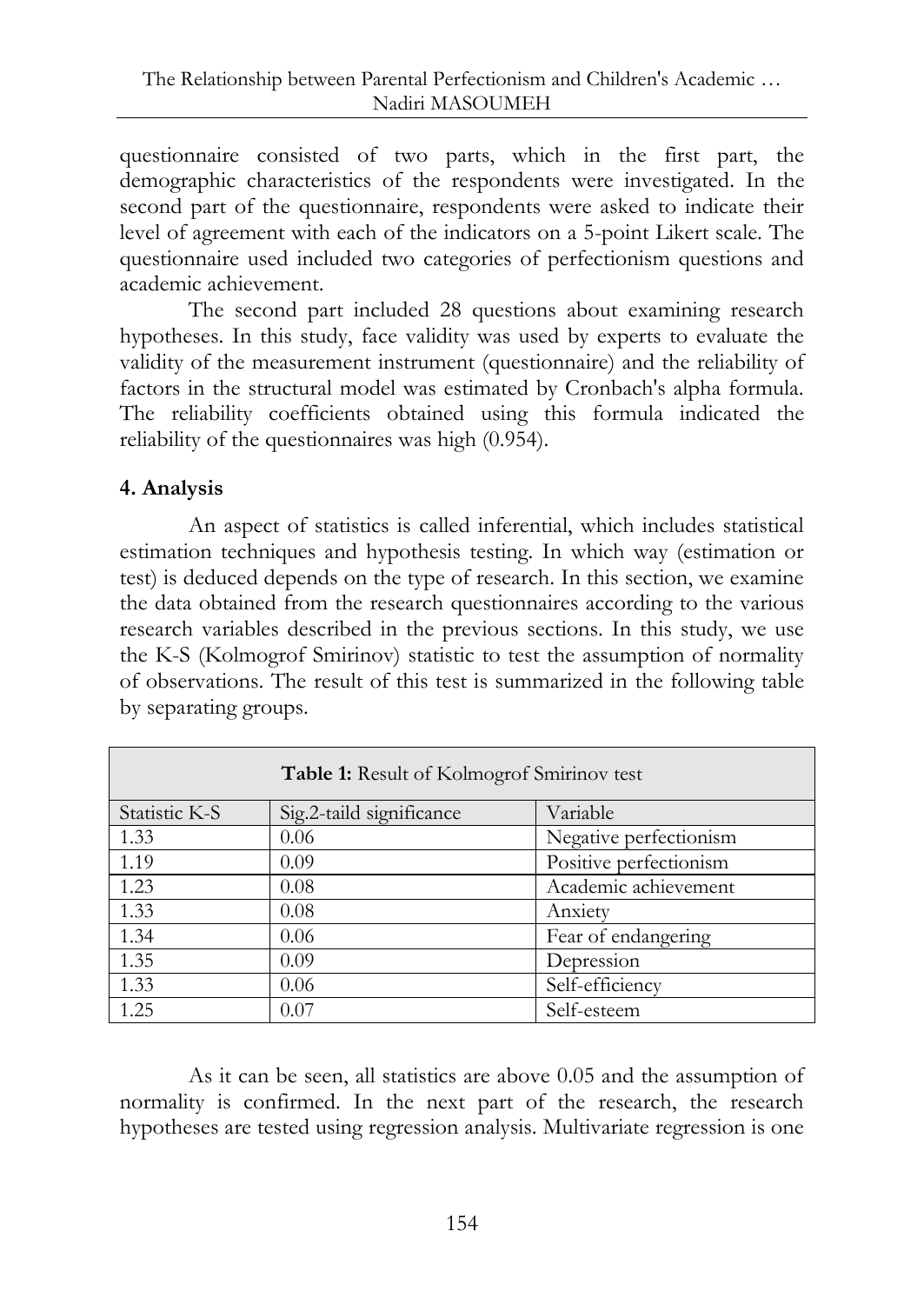questionnaire consisted of two parts, which in the first part, the demographic characteristics of the respondents were investigated. In the second part of the questionnaire, respondents were asked to indicate their level of agreement with each of the indicators on a 5-point Likert scale. The questionnaire used included two categories of perfectionism questions and academic achievement.

The second part included 28 questions about examining research hypotheses. In this study, face validity was used by experts to evaluate the validity of the measurement instrument (questionnaire) and the reliability of factors in the structural model was estimated by Cronbach's alpha formula. The reliability coefficients obtained using this formula indicated the reliability of the questionnaires was high (0.954).

## 4. Analysis

An aspect of statistics is called inferential, which includes statistical estimation techniques and hypothesis testing. In which way (estimation or test) is deduced depends on the type of research. In this section, we examine the data obtained from the research questionnaires according to the various research variables described in the previous sections. In this study, we use the K-S (Kolmogrof Smirinov) statistic to test the assumption of normality of observations. The result of this test is summarized in the following table by separating groups.

**Table 1:** Result of Kolmogrof Smirinov test

| Statistic K-S | Sig.2-taild significance | Variable |
|---|---|---|
| 1.33 | 0.06 | Negative perfectionism |
| 1.19 | 0.09 | Positive perfectionism |
| 1.23 | 0.08 | Academic achievement |
| 1.33 | 0.08 | Anxiety |
| 1.34 | 0.06 | Fear of endangering |
| 1.35 | 0.09 | Depression |
| 1.33 | 0.06 | Self-efficiency |
| 1.25 | 0.07 | Self-esteem |

As it can be seen, all statistics are above 0.05 and the assumption of normality is confirmed. In the next part of the research, the research hypotheses are tested using regression analysis. Multivariate regression is one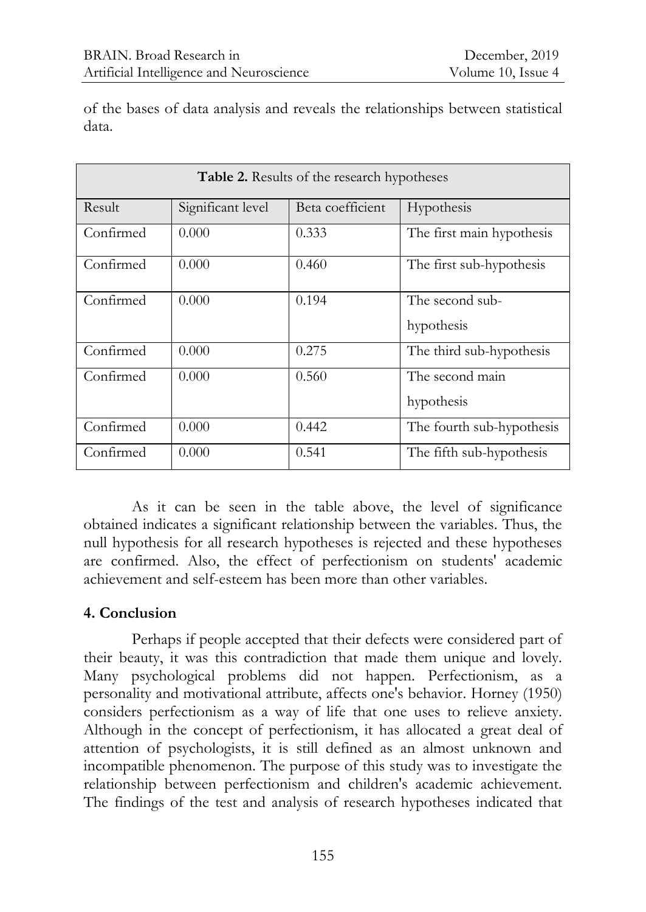of the bases of data analysis and reveals the relationships between statistical data.

**Table 2.** Results of the research hypotheses

| Result | Significant level | Beta coefficient | Hypothesis |
|---|---|---|---|
| Confirmed | 0.000 | 0.333 | The first main hypothesis |
| Confirmed | 0.000 | 0.460 | The first sub-hypothesis |
| Confirmed | 0.000 | 0.194 | The second sub-hypothesis |
| Confirmed | 0.000 | 0.275 | The third sub-hypothesis |
| Confirmed | 0.000 | 0.560 | The second main hypothesis |
| Confirmed | 0.000 | 0.442 | The fourth sub-hypothesis |
| Confirmed | 0.000 | 0.541 | The fifth sub-hypothesis |

As it can be seen in the table above, the level of significance obtained indicates a significant relationship between the variables. Thus, the null hypothesis for all research hypotheses is rejected and these hypotheses are confirmed. Also, the effect of perfectionism on students' academic achievement and self-esteem has been more than other variables.

## 4. Conclusion

Perhaps if people accepted that their defects were considered part of their beauty, it was this contradiction that made them unique and lovely. Many psychological problems did not happen. Perfectionism, as a personality and motivational attribute, affects one's behavior. Horney (1950) considers perfectionism as a way of life that one uses to relieve anxiety. Although in the concept of perfectionism, it has allocated a great deal of attention of psychologists, it is still defined as an almost unknown and incompatible phenomenon. The purpose of this study was to investigate the relationship between perfectionism and children's academic achievement. The findings of the test and analysis of research hypotheses indicated that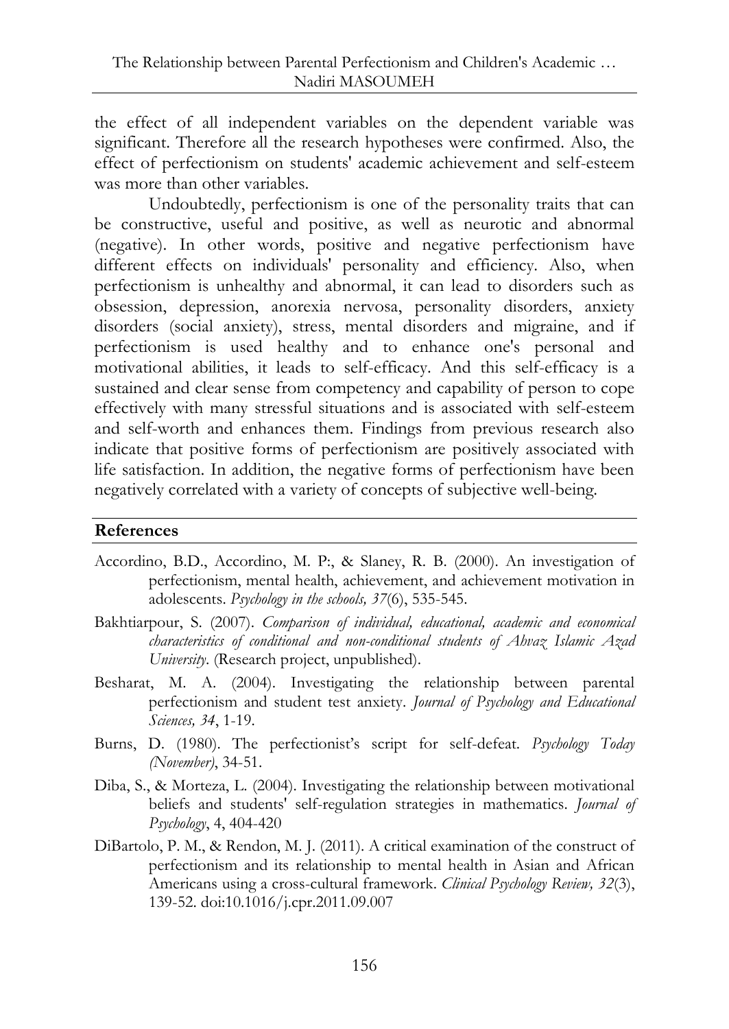the effect of all independent variables on the dependent variable was significant. Therefore all the research hypotheses were confirmed. Also, the effect of perfectionism on students' academic achievement and self-esteem was more than other variables.

Undoubtedly, perfectionism is one of the personality traits that can be constructive, useful and positive, as well as neurotic and abnormal (negative). In other words, positive and negative perfectionism have different effects on individuals' personality and efficiency. Also, when perfectionism is unhealthy and abnormal, it can lead to disorders such as obsession, depression, anorexia nervosa, personality disorders, anxiety disorders (social anxiety), stress, mental disorders and migraine, and if perfectionism is used healthy and to enhance one's personal and motivational abilities, it leads to self-efficacy. And this self-efficacy is a sustained and clear sense from competency and capability of person to cope effectively with many stressful situations and is associated with self-esteem and self-worth and enhances them. Findings from previous research also indicate that positive forms of perfectionism are positively associated with life satisfaction. In addition, the negative forms of perfectionism have been negatively correlated with a variety of concepts of subjective well-being.

## References

Accordino, B.D., Accordino, M. P:, & Slaney, R. B. (2000). An investigation of perfectionism, mental health, achievement, and achievement motivation in adolescents. *Psychology in the schools, 37*(6), 535-545.

Bakhtiarpour, S. (2007). *Comparison of individual, educational, academic and economical characteristics of conditional and non-conditional students of Ahvaz Islamic Azad University*. (Research project, unpublished).

Besharat, M. A. (2004). Investigating the relationship between parental perfectionism and student test anxiety. *Journal of Psychology and Educational Sciences, 34*, 1-19.

Burns, D. (1980). The perfectionist's script for self-defeat. *Psychology Today (November)*, 34-51.

Diba, S., & Morteza, L. (2004). Investigating the relationship between motivational beliefs and students' self-regulation strategies in mathematics. *Journal of Psychology*, 4, 404-420

DiBartolo, P. M., & Rendon, M. J. (2011). A critical examination of the construct of perfectionism and its relationship to mental health in Asian and African Americans using a cross-cultural framework. *Clinical Psychology Review, 32*(3), 139-52. doi:10.1016/j.cpr.2011.09.007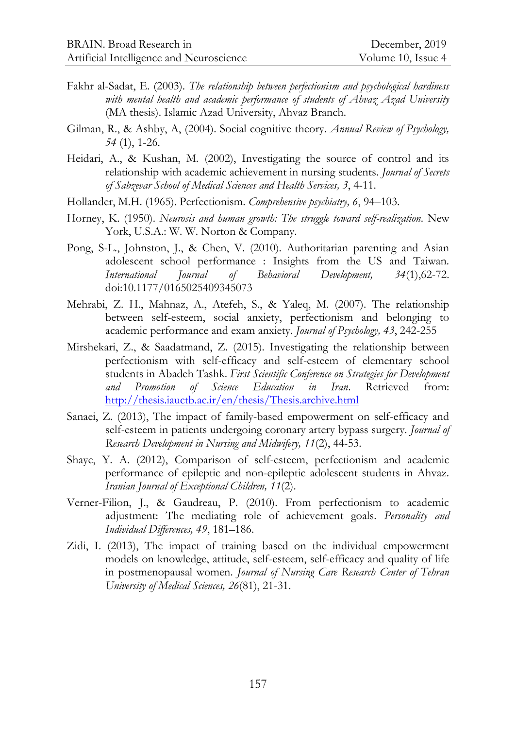Fakhr al-Sadat, E. (2003). *The relationship between perfectionism and psychological hardiness with mental health and academic performance of students of Ahvaz Azad University* (MA thesis). Islamic Azad University, Ahvaz Branch.

Gilman, R., & Ashby, A, (2004). Social cognitive theory. *Annual Review of Psychology, 54* (1), 1-26.

Heidari, A., & Kushan, M. (2002), Investigating the source of control and its relationship with academic achievement in nursing students. *Journal of Secrets of Sabzevar School of Medical Sciences and Health Services, 3*, 4-11.

Hollander, M.H. (1965). Perfectionism. *Comprehensive psychiatry, 6*, 94–103.

Horney, K. (1950). *Neurosis and human growth: The struggle toward self-realization*. New York, U.S.A.: W. W. Norton & Company.

Pong, S-L., Johnston, J., & Chen, V. (2010). Authoritarian parenting and Asian adolescent school performance : Insights from the US and Taiwan. *International Journal of Behavioral Development, 34*(1),62-72. doi:10.1177/0165025409345073

Mehrabi, Z. H., Mahnaz, A., Atefeh, S., & Yaleq, M. (2007). The relationship between self-esteem, social anxiety, perfectionism and belonging to academic performance and exam anxiety. *Journal of Psychology, 43*, 242-255

Mirshekari, Z., & Saadatmand, Z. (2015). Investigating the relationship between perfectionism with self-efficacy and self-esteem of elementary school students in Abadeh Tashk. *First Scientific Conference on Strategies for Development and Promotion of Science Education in Iran*. Retrieved from: http://thesis.iauctb.ac.ir/en/thesis/Thesis.archive.html

Sanaei, Z. (2013), The impact of family-based empowerment on self-efficacy and self-esteem in patients undergoing coronary artery bypass surgery. *Journal of Research Development in Nursing and Midwifery, 11*(2), 44-53.

Shaye, Y. A. (2012), Comparison of self-esteem, perfectionism and academic performance of epileptic and non-epileptic adolescent students in Ahvaz. *Iranian Journal of Exceptional Children, 11*(2).

Verner-Filion, J., & Gaudreau, P. (2010). From perfectionism to academic adjustment: The mediating role of achievement goals. *Personality and Individual Differences, 49*, 181–186.

Zidi, I. (2013), The impact of training based on the individual empowerment models on knowledge, attitude, self-esteem, self-efficacy and quality of life in postmenopausal women. *Journal of Nursing Care Research Center of Tehran University of Medical Sciences, 26*(81), 21-31.